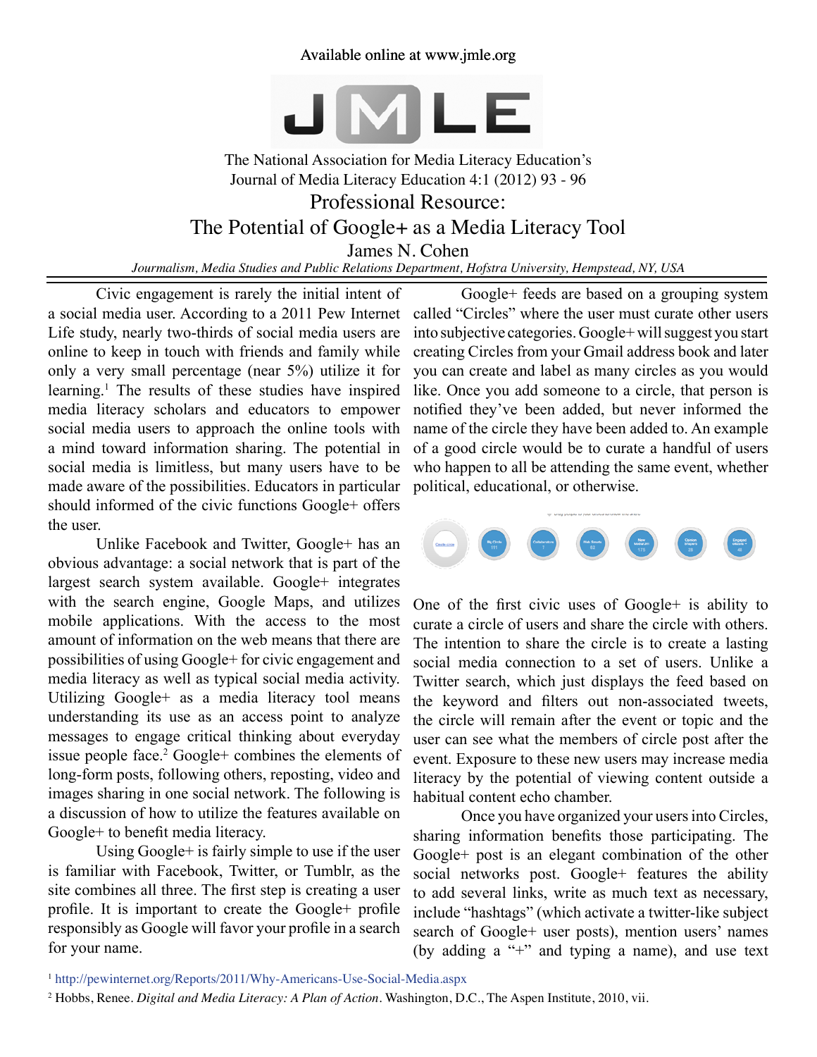Available online at www.jmle.org

The National Association for Media Literacy Education's
Journal of Media Literacy Education 4:1 (2012) 93 - 96

# Professional Resource: The Potential of Google+ as a Media Literacy Tool

James N. Cohen

*Journalism, Media Studies and Public Relations Department, Hofstra University, Hempstead, NY, USA*

Civic engagement is rarely the initial intent of a social media user. According to a 2011 Pew Internet Life study, nearly two-thirds of social media users are online to keep in touch with friends and family while only a very small percentage (near 5%) utilize it for learning.[1] The results of these studies have inspired media literacy scholars and educators to empower social media users to approach the online tools with a mind toward information sharing. The potential in social media is limitless, but many users have to be made aware of the possibilities. Educators in particular should informed of the civic functions Google+ offers the user.

Unlike Facebook and Twitter, Google+ has an obvious advantage: a social network that is part of the largest search system available. Google+ integrates with the search engine, Google Maps, and utilizes mobile applications. With the access to the most amount of information on the web means that there are possibilities of using Google+ for civic engagement and media literacy as well as typical social media activity. Utilizing Google+ as a media literacy tool means understanding its use as an access point to analyze messages to engage critical thinking about everyday issue people face.[2] Google+ combines the elements of long-form posts, following others, reposting, video and images sharing in one social network. The following is a discussion of how to utilize the features available on Google+ to benefit media literacy.

Using Google+ is fairly simple to use if the user is familiar with Facebook, Twitter, or Tumblr, as the site combines all three. The first step is creating a user profile. It is important to create the Google+ profile responsibly as Google will favor your profile in a search for your name.

Google+ feeds are based on a grouping system called "Circles" where the user must curate other users into subjective categories. Google+ will suggest you start creating Circles from your Gmail address book and later you can create and label as many circles as you would like. Once you add someone to a circle, that person is notified they've been added, but never informed the name of the circle they have been added to. An example of a good circle would be to curate a handful of users who happen to all be attending the same event, whether political, educational, or otherwise.

One of the first civic uses of Google+ is ability to curate a circle of users and share the circle with others. The intention to share the circle is to create a lasting social media connection to a set of users. Unlike a Twitter search, which just displays the feed based on the keyword and filters out non-associated tweets, the circle will remain after the event or topic and the user can see what the members of circle post after the event. Exposure to these new users may increase media literacy by the potential of viewing content outside a habitual content echo chamber.

Once you have organized your users into Circles, sharing information benefits those participating. The Google+ post is an elegant combination of the other social networks post. Google+ features the ability to add several links, write as much text as necessary, include "hashtags" (which activate a twitter-like subject search of Google+ user posts), mention users' names (by adding a "+" and typing a name), and use text

[1] http://pewinternet.org/Reports/2011/Why-Americans-Use-Social-Media.aspx

[2] Hobbs, Renee. *Digital and Media Literacy: A Plan of Action*. Washington, D.C., The Aspen Institute, 2010, vii.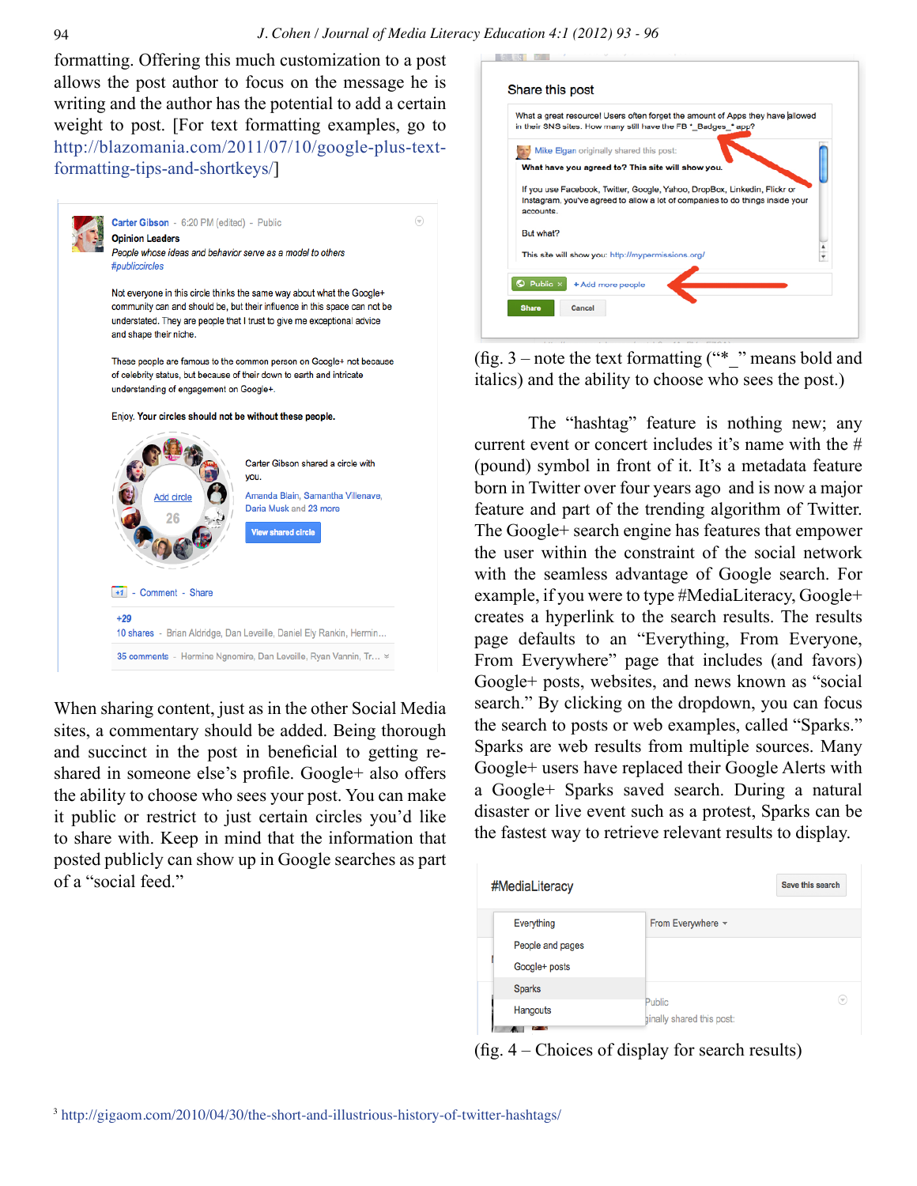formatting. Offering this much customization to a post allows the post author to focus on the message he is writing and the author has the potential to add a certain weight to post. [For text formatting examples, go to http://blazomania.com/2011/07/10/google-plus-text-formatting-tips-and-shortkeys/]

When sharing content, just as in the other Social Media sites, a commentary should be added. Being thorough and succinct in the post in beneficial to getting re-shared in someone else's profile. Google+ also offers the ability to choose who sees your post. You can make it public or restrict to just certain circles you'd like to share with. Keep in mind that the information that posted publicly can show up in Google searches as part of a "social feed."

(fig. 3 – note the text formatting ("*_" means bold and italics) and the ability to choose who sees the post.)

The "hashtag" feature is nothing new; any current event or concert includes it's name with the # (pound) symbol in front of it. It's a metadata feature born in Twitter over four years ago and is now a major feature and part of the trending algorithm of Twitter. The Google+ search engine has features that empower the user within the constraint of the social network with the seamless advantage of Google search. For example, if you were to type #MediaLiteracy, Google+ creates a hyperlink to the search results. The results page defaults to an "Everything, From Everyone, From Everywhere" page that includes (and favors) Google+ posts, websites, and news known as "social search." By clicking on the dropdown, you can focus the search to posts or web examples, called "Sparks." Sparks are web results from multiple sources. Many Google+ users have replaced their Google Alerts with a Google+ Sparks saved search. During a natural disaster or live event such as a protest, Sparks can be the fastest way to retrieve relevant results to display.

(fig. 4 – Choices of display for search results)

[3] http://gigaom.com/2010/04/30/the-short-and-illustrious-history-of-twitter-hashtags/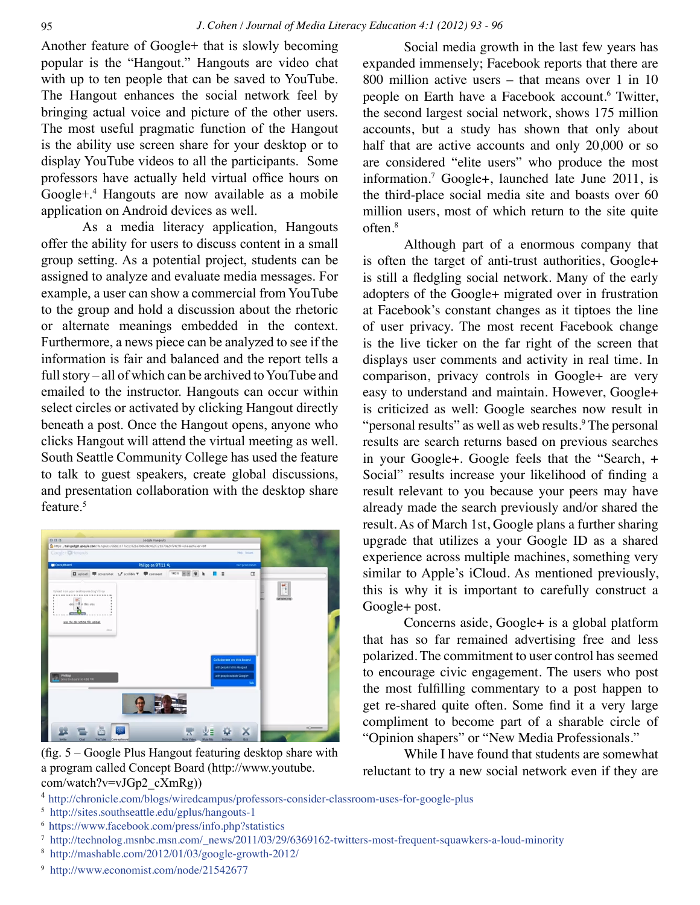Another feature of Google+ that is slowly becoming popular is the "Hangout." Hangouts are video chat with up to ten people that can be saved to YouTube. The Hangout enhances the social network feel by bringing actual voice and picture of the other users. The most useful pragmatic function of the Hangout is the ability use screen share for your desktop or to display YouTube videos to all the participants. Some professors have actually held virtual office hours on Google+.[4] Hangouts are now available as a mobile application on Android devices as well.

As a media literacy application, Hangouts offer the ability for users to discuss content in a small group setting. As a potential project, students can be assigned to analyze and evaluate media messages. For example, a user can show a commercial from YouTube to the group and hold a discussion about the rhetoric or alternate meanings embedded in the context. Furthermore, a news piece can be analyzed to see if the information is fair and balanced and the report tells a full story – all of which can be archived to YouTube and emailed to the instructor. Hangouts can occur within select circles or activated by clicking Hangout directly beneath a post. Once the Hangout opens, anyone who clicks Hangout will attend the virtual meeting as well. South Seattle Community College has used the feature to talk to guest speakers, create global discussions, and presentation collaboration with the desktop share feature.[5]

(fig. 5 – Google Plus Hangout featuring desktop share with a program called Concept Board (http://www.youtube.com/watch?v=vJGp2_cXmRg))

Social media growth in the last few years has expanded immensely; Facebook reports that there are 800 million active users – that means over 1 in 10 people on Earth have a Facebook account.[6] Twitter, the second largest social network, shows 175 million accounts, but a study has shown that only about half that are active accounts and only 20,000 or so are considered "elite users" who produce the most information.[7] Google+, launched late June 2011, is the third-place social media site and boasts over 60 million users, most of which return to the site quite often.[8]

Although part of an enormous company that is often the target of anti-trust authorities, Google+ is still a fledgling social network. Many of the early adopters of the Google+ migrated over in frustration at Facebook's constant changes as it tiptoes the line of user privacy. The most recent Facebook change is the live ticker on the far right of the screen that displays user comments and activity in real time. In comparison, privacy controls in Google+ are very easy to understand and maintain. However, Google+ is criticized as well: Google searches now result in "personal results" as well as web results.[9] The personal results are search returns based on previous searches in your Google+. Google feels that the "Search, + Social" results increase your likelihood of finding a result relevant to you because your peers may have already made the search previously and/or shared the result. As of March 1st, Google plans a further sharing upgrade that utilizes a your Google ID as a shared experience across multiple machines, something very similar to Apple's iCloud. As mentioned previously, this is why it is important to carefully construct a Google+ post.

Concerns aside, Google+ is a global platform that has so far remained advertising free and less polarized. The commitment to user control has seemed to encourage civic engagement. The users who post the most fulfilling commentary to a post happen to get re-shared quite often. Some find it a very large compliment to become part of a sharable circle of "Opinion shapers" or "New Media Professionals."

While I have found that students are somewhat reluctant to try a new social network even if they are

[4] http://chronicle.com/blogs/wiredcampus/professors-consider-classroom-uses-for-google-plus

[5] http://sites.southseattle.edu/gplus/hangouts-1

[6] https://www.facebook.com/press/info.php?statistics

[7] http://technolog.msnbc.msn.com/_news/2011/03/29/6369162-twitters-most-frequent-squawkers-a-loud-minority

[8] http://mashable.com/2012/01/03/google-growth-2012/

[9] http://www.economist.com/node/21542677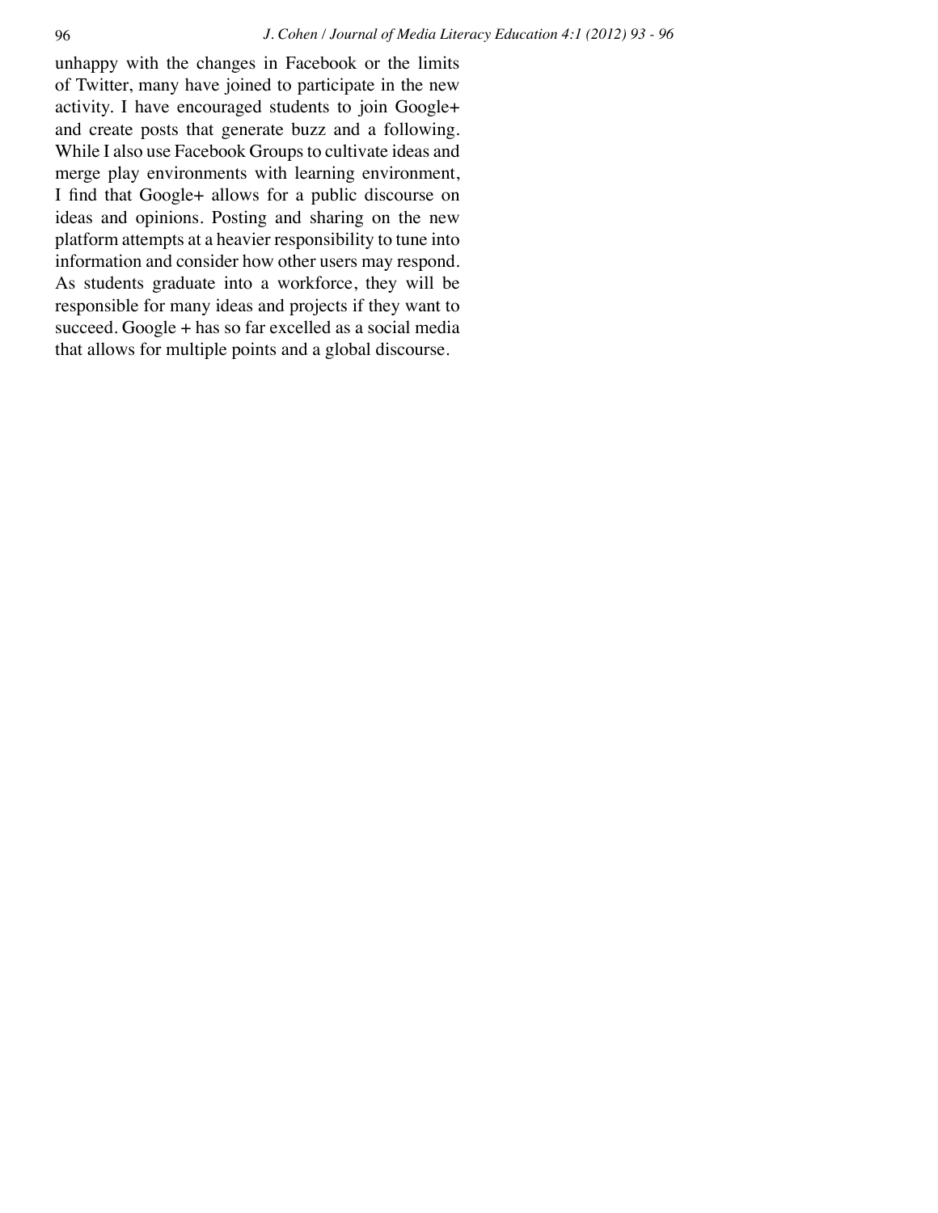unhappy with the changes in Facebook or the limits of Twitter, many have joined to participate in the new activity. I have encouraged students to join Google+ and create posts that generate buzz and a following. While I also use Facebook Groups to cultivate ideas and merge play environments with learning environment, I find that Google+ allows for a public discourse on ideas and opinions. Posting and sharing on the new platform attempts at a heavier responsibility to tune into information and consider how other users may respond. As students graduate into a workforce, they will be responsible for many ideas and projects if they want to succeed. Google + has so far excelled as a social media that allows for multiple points and a global discourse.